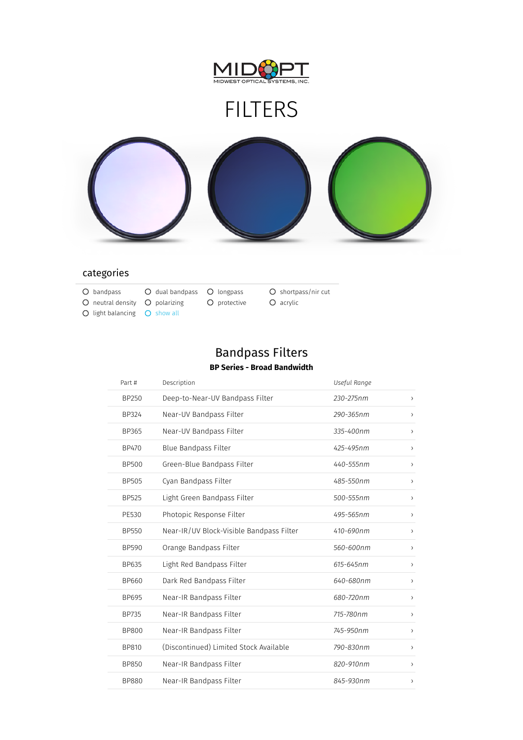MIDOPT
MIDWEST OPTICAL SYSTEMS, INC.

# FILTERS

## categories

- bandpass
- dual bandpass
- longpass
- shortpass/nir cut
- neutral density
- polarizing
- protective
- acrylic
- light balancing
- show all

## Bandpass Filters

**BP Series - Broad Bandwidth**

| Part # | Description | *Useful Range* | |
|---|---|---|---|
| BP250 | Deep-to-Near-UV Bandpass Filter | *230-275nm* | › |
| BP324 | Near-UV Bandpass Filter | *290-365nm* | › |
| BP365 | Near-UV Bandpass Filter | *335-400nm* | › |
| BP470 | Blue Bandpass Filter | *425-495nm* | › |
| BP500 | Green-Blue Bandpass Filter | *440-555nm* | › |
| BP505 | Cyan Bandpass Filter | *485-550nm* | › |
| BP525 | Light Green Bandpass Filter | *500-555nm* | › |
| PE530 | Photopic Response Filter | *495-565nm* | › |
| BP550 | Near-IR/UV Block-Visible Bandpass Filter | *410-690nm* | › |
| BP590 | Orange Bandpass Filter | *560-600nm* | › |
| BP635 | Light Red Bandpass Filter | *615-645nm* | › |
| BP660 | Dark Red Bandpass Filter | *640-680nm* | › |
| BP695 | Near-IR Bandpass Filter | *680-720nm* | › |
| BP735 | Near-IR Bandpass Filter | *715-780nm* | › |
| BP800 | Near-IR Bandpass Filter | *745-950nm* | › |
| BP810 | (Discontinued) Limited Stock Available | *790-830nm* | › |
| BP850 | Near-IR Bandpass Filter | *820-910nm* | › |
| BP880 | Near-IR Bandpass Filter | *845-930nm* | › |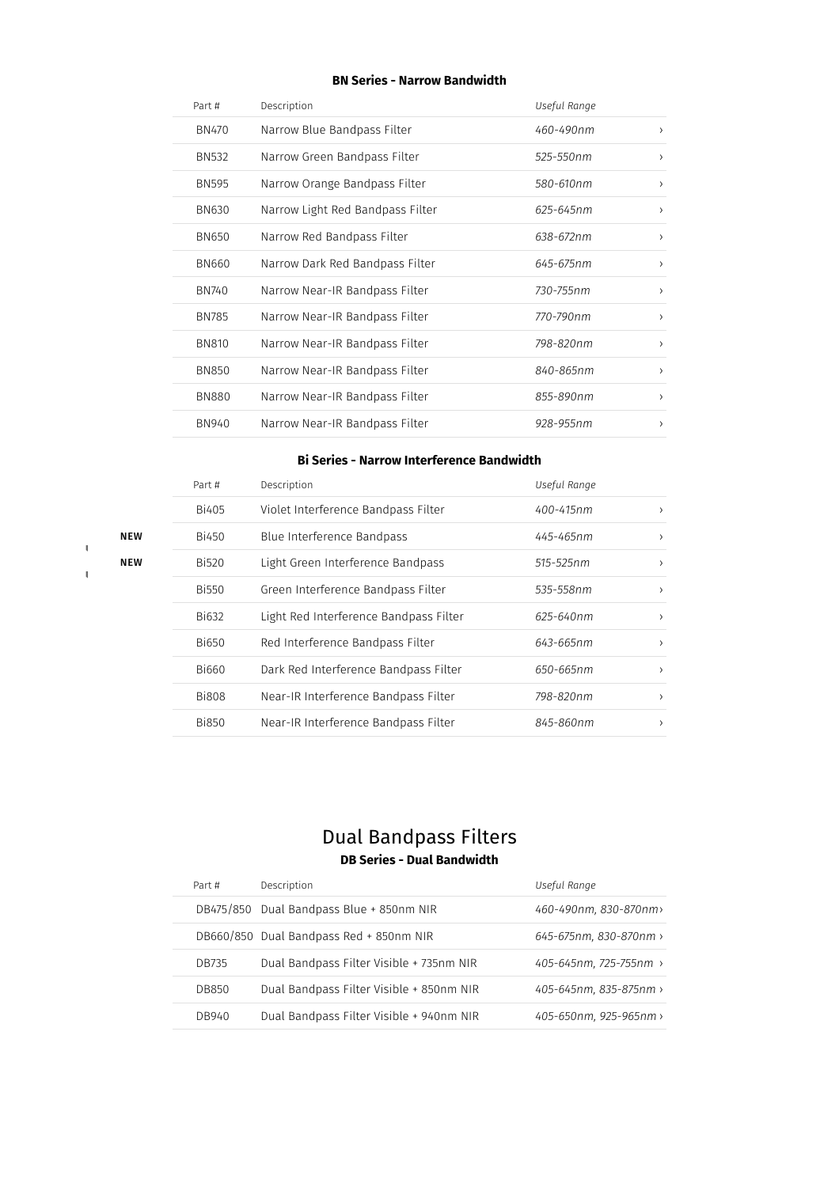### BN Series - Narrow Bandwidth

| Part # | Description | Useful Range |
|---|---|---|
| BN470 | Narrow Blue Bandpass Filter | *460-490nm* |
| BN532 | Narrow Green Bandpass Filter | *525-550nm* |
| BN595 | Narrow Orange Bandpass Filter | *580-610nm* |
| BN630 | Narrow Light Red Bandpass Filter | *625-645nm* |
| BN650 | Narrow Red Bandpass Filter | *638-672nm* |
| BN660 | Narrow Dark Red Bandpass Filter | *645-675nm* |
| BN740 | Narrow Near-IR Bandpass Filter | *730-755nm* |
| BN785 | Narrow Near-IR Bandpass Filter | *770-790nm* |
| BN810 | Narrow Near-IR Bandpass Filter | *798-820nm* |
| BN850 | Narrow Near-IR Bandpass Filter | *840-865nm* |
| BN880 | Narrow Near-IR Bandpass Filter | *855-890nm* |
| BN940 | Narrow Near-IR Bandpass Filter | *928-955nm* |

### Bi Series - Narrow Interference Bandwidth

| | Part # | Description | Useful Range |
|---|---|---|---|
| | Bi405 | Violet Interference Bandpass Filter | *400-415nm* |
| **NEW** | Bi450 | Blue Interference Bandpass | *445-465nm* |
| **NEW** | Bi520 | Light Green Interference Bandpass | *515-525nm* |
| | Bi550 | Green Interference Bandpass Filter | *535-558nm* |
| | Bi632 | Light Red Interference Bandpass Filter | *625-640nm* |
| | Bi650 | Red Interference Bandpass Filter | *643-665nm* |
| | Bi660 | Dark Red Interference Bandpass Filter | *650-665nm* |
| | Bi808 | Near-IR Interference Bandpass Filter | *798-820nm* |
| | Bi850 | Near-IR Interference Bandpass Filter | *845-860nm* |

## Dual Bandpass Filters

### DB Series - Dual Bandwidth

| Part # | Description | Useful Range |
|---|---|---|
| DB475/850 | Dual Bandpass Blue + 850nm NIR | *460-490nm, 830-870nm* |
| DB660/850 | Dual Bandpass Red + 850nm NIR | *645-675nm, 830-870nm* |
| DB735 | Dual Bandpass Filter Visible + 735nm NIR | *405-645nm, 725-755nm* |
| DB850 | Dual Bandpass Filter Visible + 850nm NIR | *405-645nm, 835-875nm* |
| DB940 | Dual Bandpass Filter Visible + 940nm NIR | *405-650nm, 925-965nm* |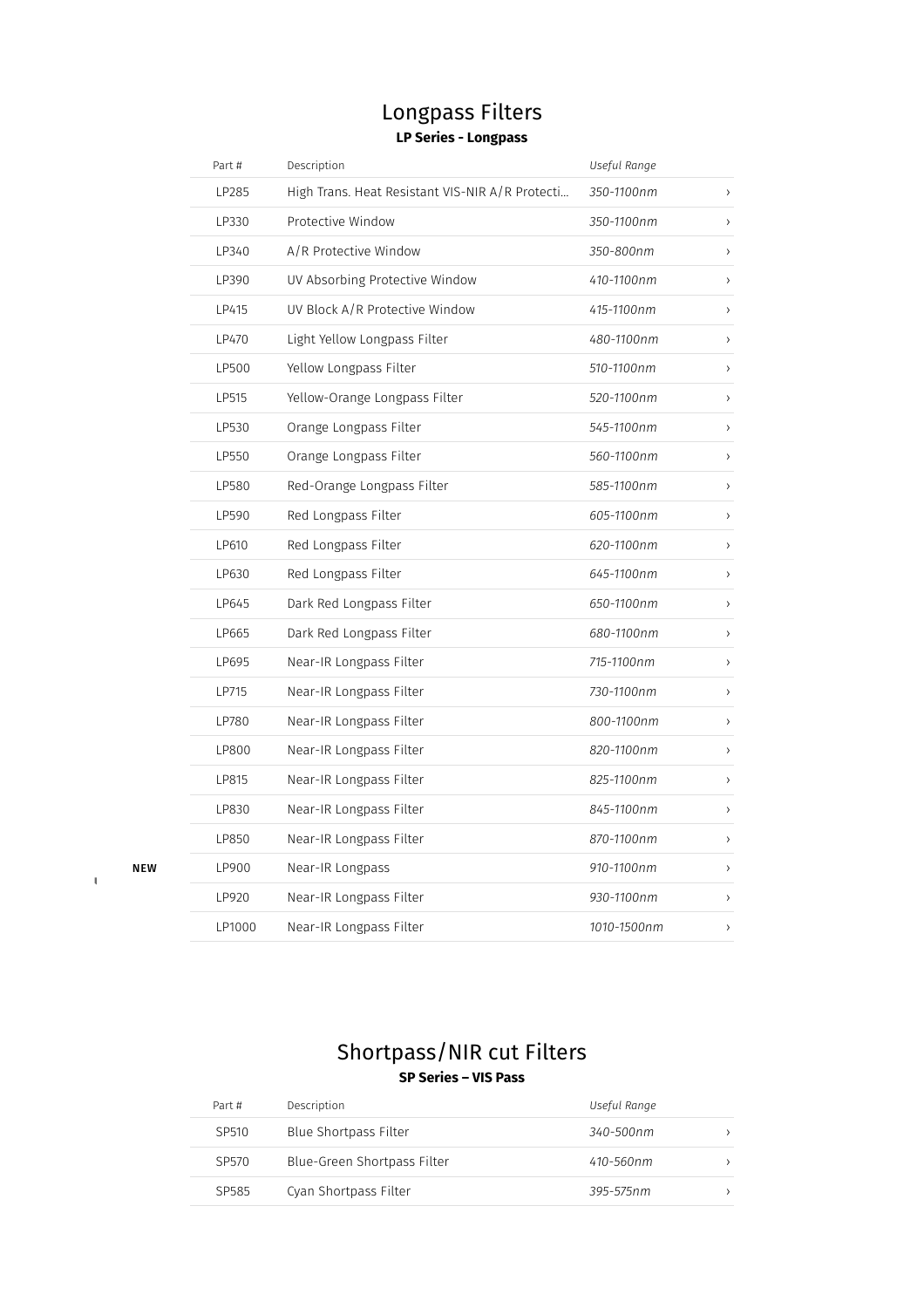# Longpass Filters

**LP Series - Longpass**

| Part # | Description | *Useful Range* | |
|---|---|---|---|
| LP285 | High Trans. Heat Resistant VIS-NIR A/R Protecti… | *350-1100nm* | › |
| LP330 | Protective Window | *350-1100nm* | › |
| LP340 | A/R Protective Window | *350-800nm* | › |
| LP390 | UV Absorbing Protective Window | *410-1100nm* | › |
| LP415 | UV Block A/R Protective Window | *415-1100nm* | › |
| LP470 | Light Yellow Longpass Filter | *480-1100nm* | › |
| LP500 | Yellow Longpass Filter | *510-1100nm* | › |
| LP515 | Yellow-Orange Longpass Filter | *520-1100nm* | › |
| LP530 | Orange Longpass Filter | *545-1100nm* | › |
| LP550 | Orange Longpass Filter | *560-1100nm* | › |
| LP580 | Red-Orange Longpass Filter | *585-1100nm* | › |
| LP590 | Red Longpass Filter | *605-1100nm* | › |
| LP610 | Red Longpass Filter | *620-1100nm* | › |
| LP630 | Red Longpass Filter | *645-1100nm* | › |
| LP645 | Dark Red Longpass Filter | *650-1100nm* | › |
| LP665 | Dark Red Longpass Filter | *680-1100nm* | › |
| LP695 | Near-IR Longpass Filter | *715-1100nm* | › |
| LP715 | Near-IR Longpass Filter | *730-1100nm* | › |
| LP780 | Near-IR Longpass Filter | *800-1100nm* | › |
| LP800 | Near-IR Longpass Filter | *820-1100nm* | › |
| LP815 | Near-IR Longpass Filter | *825-1100nm* | › |
| LP830 | Near-IR Longpass Filter | *845-1100nm* | › |
| LP850 | Near-IR Longpass Filter | *870-1100nm* | › |
| **NEW** LP900 | Near-IR Longpass | *910-1100nm* | › |
| LP920 | Near-IR Longpass Filter | *930-1100nm* | › |
| LP1000 | Near-IR Longpass Filter | *1010-1500nm* | › |

# Shortpass/NIR cut Filters

**SP Series – VIS Pass**

| Part # | Description | *Useful Range* | |
|---|---|---|---|
| SP510 | Blue Shortpass Filter | *340-500nm* | › |
| SP570 | Blue-Green Shortpass Filter | *410-560nm* | › |
| SP585 | Cyan Shortpass Filter | *395-575nm* | › |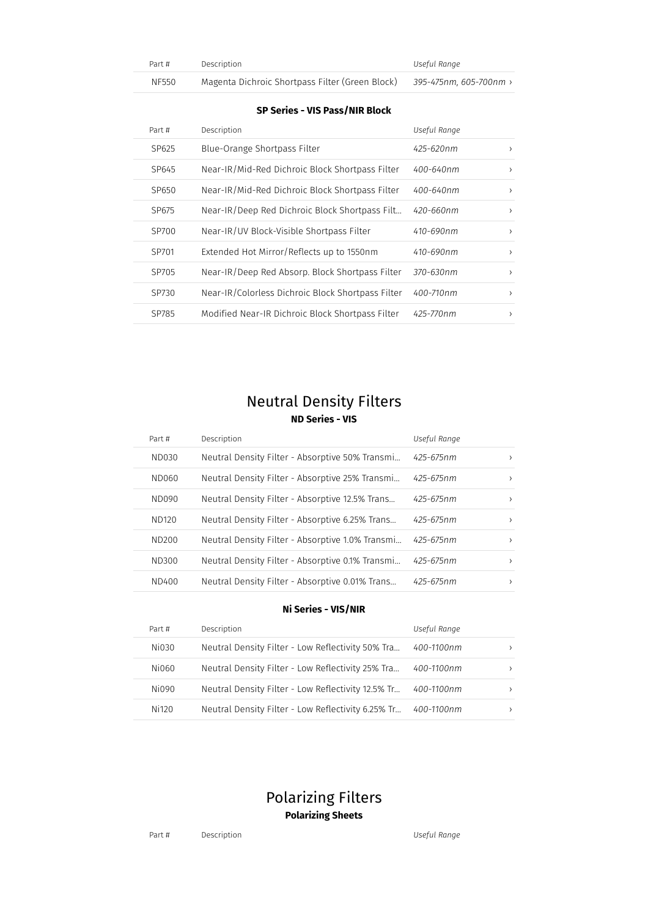| Part # | Description | Useful Range |
|---|---|---|
| NF550 | Magenta Dichroic Shortpass Filter (Green Block) | *395-475nm, 605-700nm* › |

**SP Series - VIS Pass/NIR Block**

| Part # | Description | Useful Range |
|---|---|---|
| SP625 | Blue-Orange Shortpass Filter | *425-620nm* › |
| SP645 | Near-IR/Mid-Red Dichroic Block Shortpass Filter | *400-640nm* › |
| SP650 | Near-IR/Mid-Red Dichroic Block Shortpass Filter | *400-640nm* › |
| SP675 | Near-IR/Deep Red Dichroic Block Shortpass Filt... | *420-660nm* › |
| SP700 | Near-IR/UV Block-Visible Shortpass Filter | *410-690nm* › |
| SP701 | Extended Hot Mirror/Reflects up to 1550nm | *410-690nm* › |
| SP705 | Near-IR/Deep Red Absorp. Block Shortpass Filter | *370-630nm* › |
| SP730 | Near-IR/Colorless Dichroic Block Shortpass Filter | *400-710nm* › |
| SP785 | Modified Near-IR Dichroic Block Shortpass Filter | *425-770nm* › |

# Neutral Density Filters

**ND Series - VIS**

| Part # | Description | Useful Range |
|---|---|---|
| ND030 | Neutral Density Filter - Absorptive 50% Transmi... | *425-675nm* › |
| ND060 | Neutral Density Filter - Absorptive 25% Transmi... | *425-675nm* › |
| ND090 | Neutral Density Filter - Absorptive 12.5% Trans... | *425-675nm* › |
| ND120 | Neutral Density Filter - Absorptive 6.25% Trans... | *425-675nm* › |
| ND200 | Neutral Density Filter - Absorptive 1.0% Transmi... | *425-675nm* › |
| ND300 | Neutral Density Filter - Absorptive 0.1% Transmi... | *425-675nm* › |
| ND400 | Neutral Density Filter - Absorptive 0.01% Trans... | *425-675nm* › |

**Ni Series - VIS/NIR**

| Part # | Description | Useful Range |
|---|---|---|
| Ni030 | Neutral Density Filter - Low Reflectivity 50% Tra... | *400-1100nm* › |
| Ni060 | Neutral Density Filter - Low Reflectivity 25% Tra... | *400-1100nm* › |
| Ni090 | Neutral Density Filter - Low Reflectivity 12.5% Tr... | *400-1100nm* › |
| Ni120 | Neutral Density Filter - Low Reflectivity 6.25% Tr... | *400-1100nm* › |

# Polarizing Filters

**Polarizing Sheets**

| Part # | Description | Useful Range |
|---|---|---|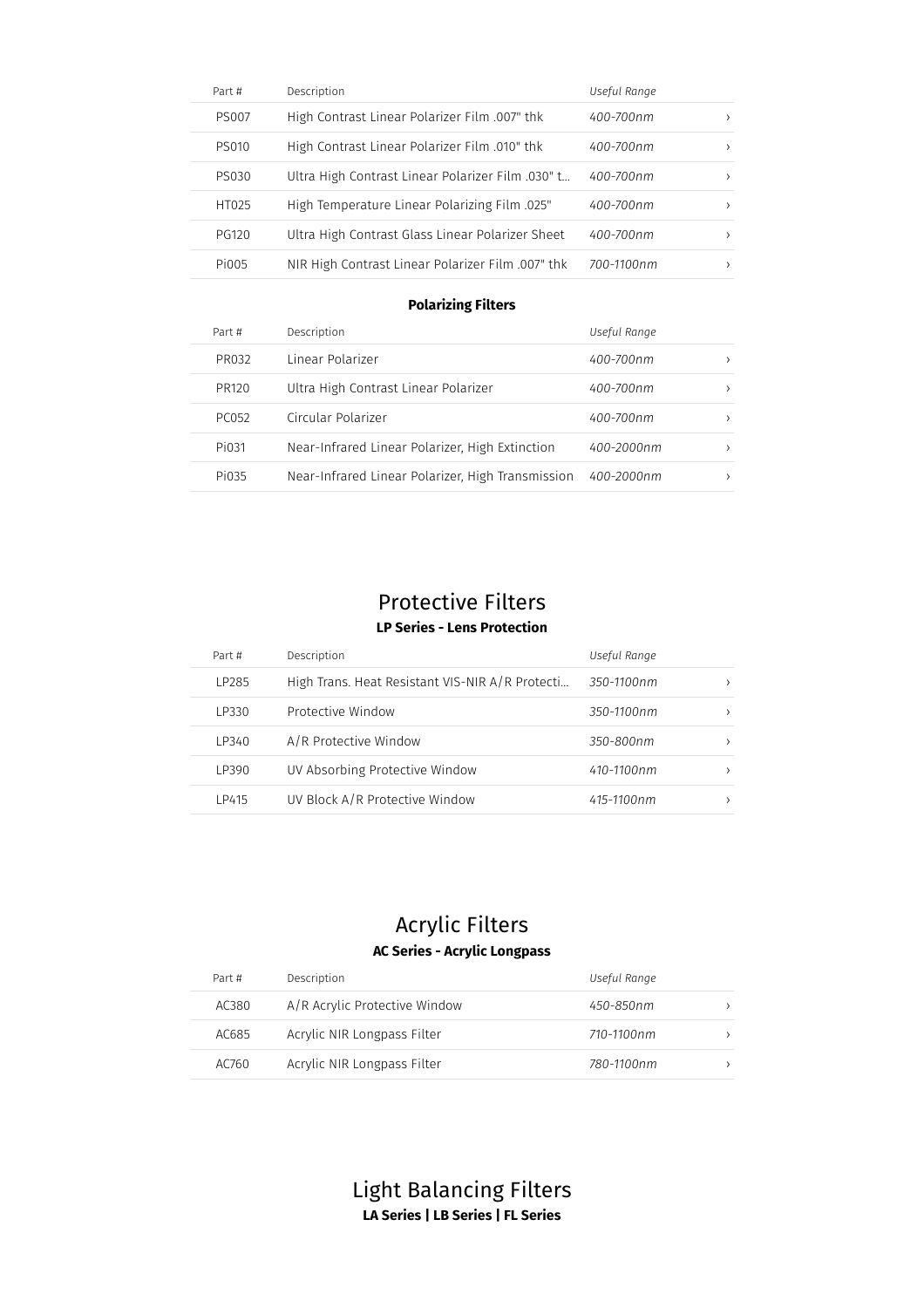| Part # | Description | *Useful Range* | |
|---|---|---|---|
| PS007 | High Contrast Linear Polarizer Film .007" thk | *400-700nm* | › |
| PS010 | High Contrast Linear Polarizer Film .010" thk | *400-700nm* | › |
| PS030 | Ultra High Contrast Linear Polarizer Film .030" t... | *400-700nm* | › |
| HT025 | High Temperature Linear Polarizing Film .025" | *400-700nm* | › |
| PG120 | Ultra High Contrast Glass Linear Polarizer Sheet | *400-700nm* | › |
| Pi005 | NIR High Contrast Linear Polarizer Film .007" thk | *700-1100nm* | › |

**Polarizing Filters**

| Part # | Description | *Useful Range* | |
|---|---|---|---|
| PR032 | Linear Polarizer | *400-700nm* | › |
| PR120 | Ultra High Contrast Linear Polarizer | *400-700nm* | › |
| PC052 | Circular Polarizer | *400-700nm* | › |
| Pi031 | Near-Infrared Linear Polarizer, High Extinction | *400-2000nm* | › |
| Pi035 | Near-Infrared Linear Polarizer, High Transmission | *400-2000nm* | › |

## Protective Filters

**LP Series - Lens Protection**

| Part # | Description | *Useful Range* | |
|---|---|---|---|
| LP285 | High Trans. Heat Resistant VIS-NIR A/R Protecti... | *350-1100nm* | › |
| LP330 | Protective Window | *350-1100nm* | › |
| LP340 | A/R Protective Window | *350-800nm* | › |
| LP390 | UV Absorbing Protective Window | *410-1100nm* | › |
| LP415 | UV Block A/R Protective Window | *415-1100nm* | › |

## Acrylic Filters

**AC Series - Acrylic Longpass**

| Part # | Description | *Useful Range* | |
|---|---|---|---|
| AC380 | A/R Acrylic Protective Window | *450-850nm* | › |
| AC685 | Acrylic NIR Longpass Filter | *710-1100nm* | › |
| AC760 | Acrylic NIR Longpass Filter | *780-1100nm* | › |

## Light Balancing Filters

**LA Series | LB Series | FL Series**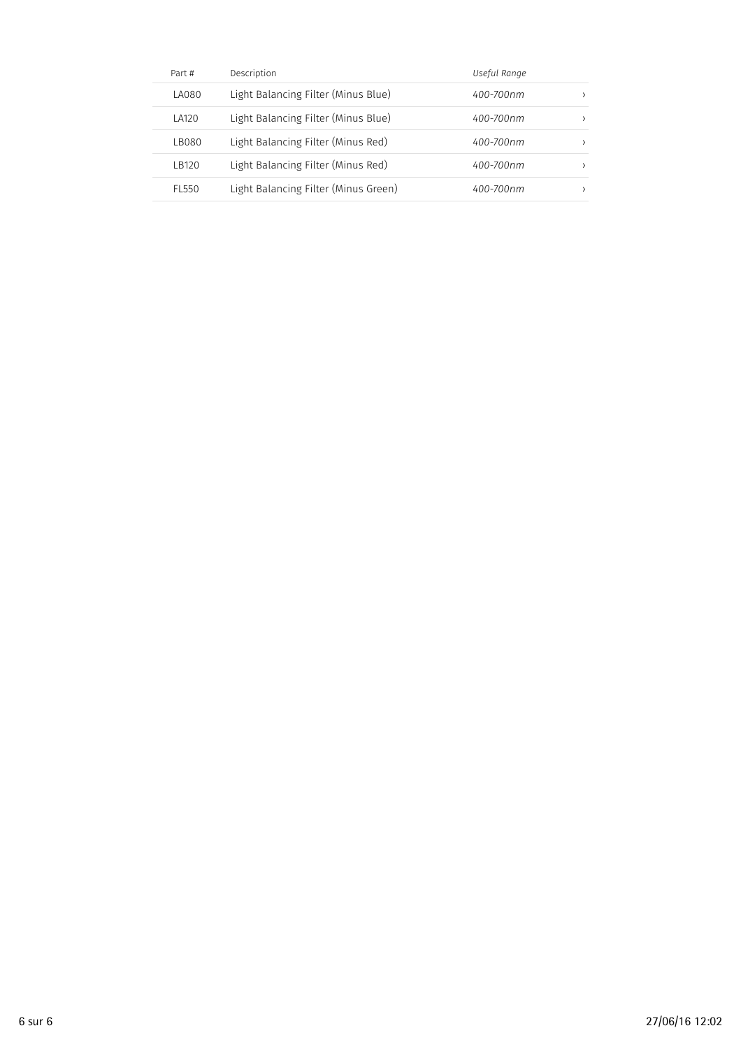| Part # | Description | Useful Range | |
|---|---|---|---|
| LA080 | Light Balancing Filter (Minus Blue) | *400-700nm* | › |
| LA120 | Light Balancing Filter (Minus Blue) | *400-700nm* | › |
| LB080 | Light Balancing Filter (Minus Red) | *400-700nm* | › |
| LB120 | Light Balancing Filter (Minus Red) | *400-700nm* | › |
| FL550 | Light Balancing Filter (Minus Green) | *400-700nm* | › |